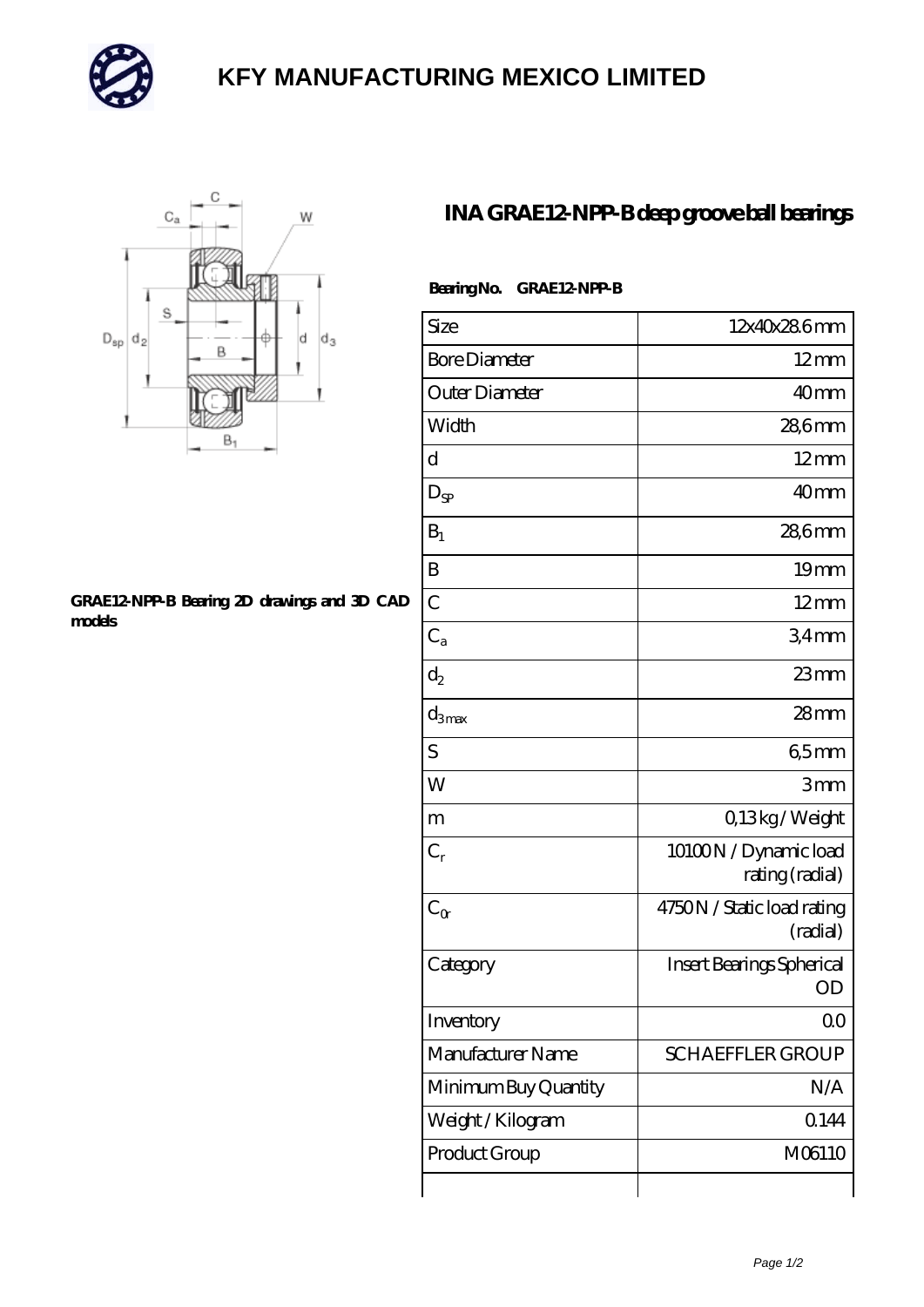# KFY MANUFACTURING MEXICO LIMITED

## INA GRAE12-NPP-B deep groove ball bearings

**Bearing No. GRAE12-NPP-B**

**GRAE12-NPP-B Bearing 2D drawings and 3D CAD models**

| Size | 12x40x28.6 mm |
|---|---|
| Bore Diameter | 12 mm |
| Outer Diameter | 40 mm |
| Width | 28,6 mm |
| d | 12 mm |
| $D_{SP}$ | 40 mm |
| $B_1$ | 28,6 mm |
| B | 19 mm |
| C | 12 mm |
| $C_a$ | 3,4 mm |
| $d_2$ | 23 mm |
| $d_{3\,max}$ | 28 mm |
| S | 6,5 mm |
| W | 3 mm |
| m | 0,13 kg / Weight |
| $C_r$ | 10100 N / Dynamic load rating (radial) |
| $C_{0r}$ | 4750 N / Static load rating (radial) |
| Category | Insert Bearings Spherical OD |
| Inventory | 0.0 |
| Manufacturer Name | SCHAEFFLER GROUP |
| Minimum Buy Quantity | N/A |
| Weight / Kilogram | 0.144 |
| Product Group | M06110 |
| | |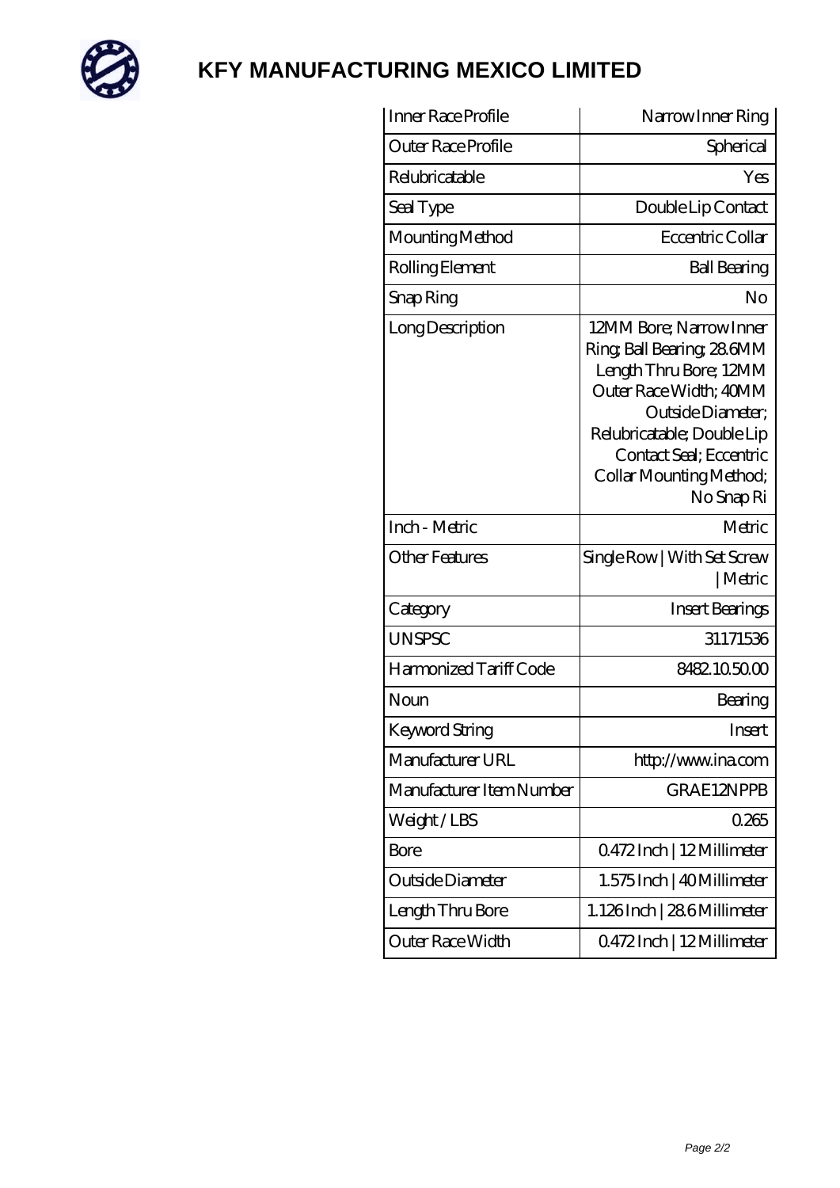# KFY MANUFACTURING MEXICO LIMITED

| | |
|---|---|
| Inner Race Profile | Narrow Inner Ring |
| Outer Race Profile | Spherical |
| Relubricatable | Yes |
| Seal Type | Double Lip Contact |
| Mounting Method | Eccentric Collar |
| Rolling Element | Ball Bearing |
| Snap Ring | No |
| Long Description | 12MM Bore; Narrow Inner Ring; Ball Bearing; 28.6MM Length Thru Bore; 12MM Outer Race Width; 40MM Outside Diameter; Relubricatable; Double Lip Contact Seal; Eccentric Collar Mounting Method; No Snap Ri |
| Inch - Metric | Metric |
| Other Features | Single Row \| With Set Screw \| Metric |
| Category | Insert Bearings |
| UNSPSC | 31171536 |
| Harmonized Tariff Code | 8482.10.50.00 |
| Noun | Bearing |
| Keyword String | Insert |
| Manufacturer URL | http://www.ina.com |
| Manufacturer Item Number | GRAE12NPPB |
| Weight / LBS | 0.265 |
| Bore | 0.472 Inch \| 12 Millimeter |
| Outside Diameter | 1.575 Inch \| 40 Millimeter |
| Length Thru Bore | 1.126 Inch \| 28.6 Millimeter |
| Outer Race Width | 0.472 Inch \| 12 Millimeter |